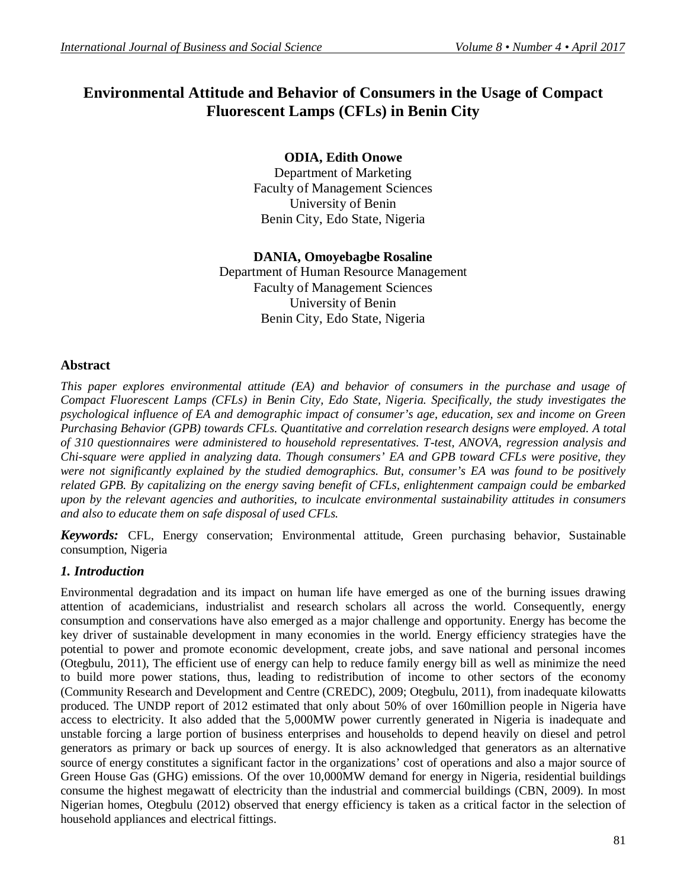# Environmental Attitude and Behavior of Consumers in the Usage of Compact Fluorescent Lamps (CFLs) in Benin City

**ODIA, Edith Onowe**
Department of Marketing
Faculty of Management Sciences
University of Benin
Benin City, Edo State, Nigeria

**DANIA, Omoyebagbe Rosaline**
Department of Human Resource Management
Faculty of Management Sciences
University of Benin
Benin City, Edo State, Nigeria

## Abstract

*This paper explores environmental attitude (EA) and behavior of consumers in the purchase and usage of Compact Fluorescent Lamps (CFLs) in Benin City, Edo State, Nigeria. Specifically, the study investigates the psychological influence of EA and demographic impact of consumer's age, education, sex and income on Green Purchasing Behavior (GPB) towards CFLs. Quantitative and correlation research designs were employed. A total of 310 questionnaires were administered to household representatives. T-test, ANOVA, regression analysis and Chi-square were applied in analyzing data. Though consumers' EA and GPB toward CFLs were positive, they were not significantly explained by the studied demographics. But, consumer's EA was found to be positively related GPB. By capitalizing on the energy saving benefit of CFLs, enlightenment campaign could be embarked upon by the relevant agencies and authorities, to inculcate environmental sustainability attitudes in consumers and also to educate them on safe disposal of used CFLs.*

***Keywords:*** CFL, Energy conservation; Environmental attitude, Green purchasing behavior, Sustainable consumption, Nigeria

## *1. Introduction*

Environmental degradation and its impact on human life have emerged as one of the burning issues drawing attention of academicians, industrialist and research scholars all across the world. Consequently, energy consumption and conservations have also emerged as a major challenge and opportunity. Energy has become the key driver of sustainable development in many economies in the world. Energy efficiency strategies have the potential to power and promote economic development, create jobs, and save national and personal incomes (Otegbulu, 2011), The efficient use of energy can help to reduce family energy bill as well as minimize the need to build more power stations, thus, leading to redistribution of income to other sectors of the economy (Community Research and Development and Centre (CREDC), 2009; Otegbulu, 2011), from inadequate kilowatts produced. The UNDP report of 2012 estimated that only about 50% of over 160million people in Nigeria have access to electricity. It also added that the 5,000MW power currently generated in Nigeria is inadequate and unstable forcing a large portion of business enterprises and households to depend heavily on diesel and petrol generators as primary or back up sources of energy. It is also acknowledged that generators as an alternative source of energy constitutes a significant factor in the organizations' cost of operations and also a major source of Green House Gas (GHG) emissions. Of the over 10,000MW demand for energy in Nigeria, residential buildings consume the highest megawatt of electricity than the industrial and commercial buildings (CBN, 2009). In most Nigerian homes, Otegbulu (2012) observed that energy efficiency is taken as a critical factor in the selection of household appliances and electrical fittings.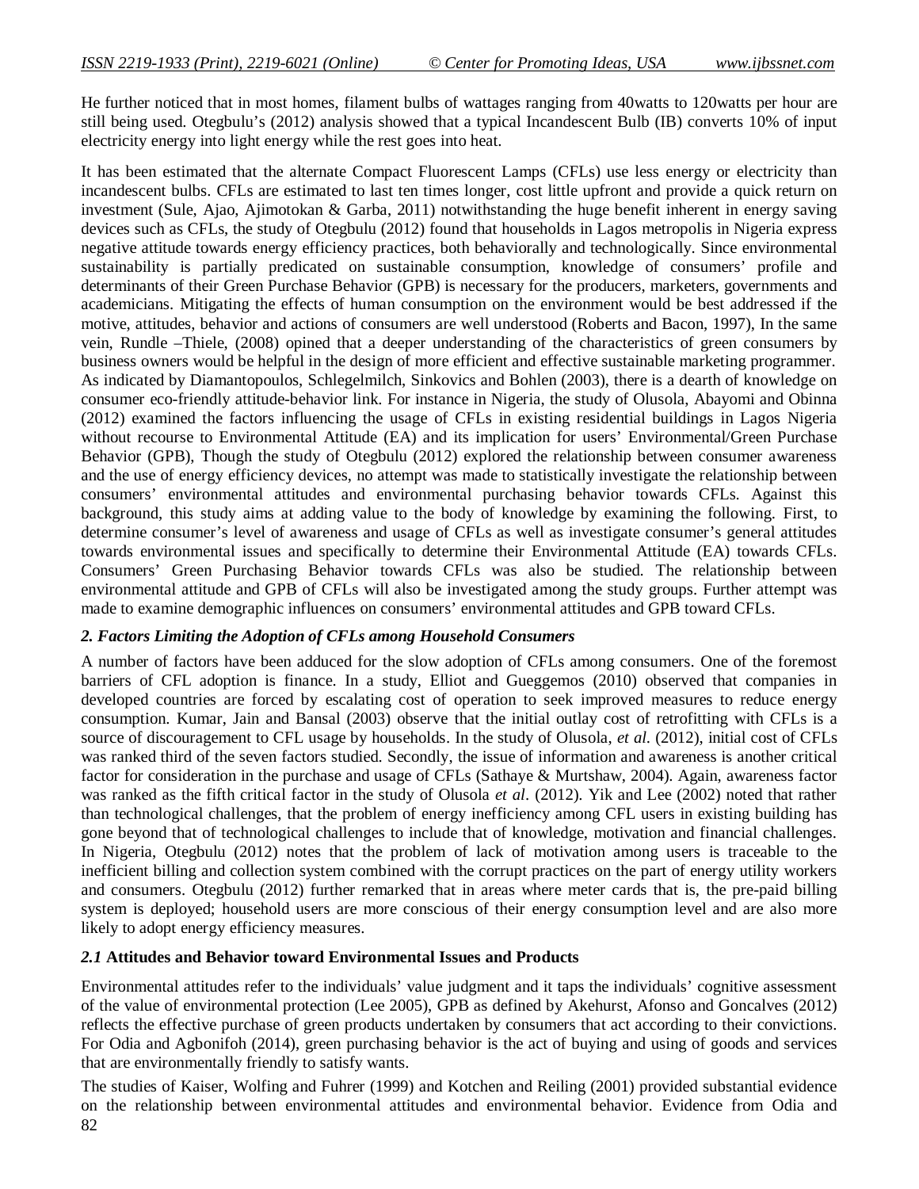He further noticed that in most homes, filament bulbs of wattages ranging from 40watts to 120watts per hour are still being used. Otegbulu's (2012) analysis showed that a typical Incandescent Bulb (IB) converts 10% of input electricity energy into light energy while the rest goes into heat.

It has been estimated that the alternate Compact Fluorescent Lamps (CFLs) use less energy or electricity than incandescent bulbs. CFLs are estimated to last ten times longer, cost little upfront and provide a quick return on investment (Sule, Ajao, Ajimotokan & Garba, 2011) notwithstanding the huge benefit inherent in energy saving devices such as CFLs, the study of Otegbulu (2012) found that households in Lagos metropolis in Nigeria express negative attitude towards energy efficiency practices, both behaviorally and technologically. Since environmental sustainability is partially predicated on sustainable consumption, knowledge of consumers' profile and determinants of their Green Purchase Behavior (GPB) is necessary for the producers, marketers, governments and academicians. Mitigating the effects of human consumption on the environment would be best addressed if the motive, attitudes, behavior and actions of consumers are well understood (Roberts and Bacon, 1997), In the same vein, Rundle –Thiele, (2008) opined that a deeper understanding of the characteristics of green consumers by business owners would be helpful in the design of more efficient and effective sustainable marketing programmer. As indicated by Diamantopoulos, Schlegelmilch, Sinkovics and Bohlen (2003), there is a dearth of knowledge on consumer eco-friendly attitude-behavior link. For instance in Nigeria, the study of Olusola, Abayomi and Obinna (2012) examined the factors influencing the usage of CFLs in existing residential buildings in Lagos Nigeria without recourse to Environmental Attitude (EA) and its implication for users' Environmental/Green Purchase Behavior (GPB), Though the study of Otegbulu (2012) explored the relationship between consumer awareness and the use of energy efficiency devices, no attempt was made to statistically investigate the relationship between consumers' environmental attitudes and environmental purchasing behavior towards CFLs. Against this background, this study aims at adding value to the body of knowledge by examining the following. First, to determine consumer's level of awareness and usage of CFLs as well as investigate consumer's general attitudes towards environmental issues and specifically to determine their Environmental Attitude (EA) towards CFLs. Consumers' Green Purchasing Behavior towards CFLs was also be studied. The relationship between environmental attitude and GPB of CFLs will also be investigated among the study groups. Further attempt was made to examine demographic influences on consumers' environmental attitudes and GPB toward CFLs.

## *2. Factors Limiting the Adoption of CFLs among Household Consumers*

A number of factors have been adduced for the slow adoption of CFLs among consumers. One of the foremost barriers of CFL adoption is finance. In a study, Elliot and Gueggemos (2010) observed that companies in developed countries are forced by escalating cost of operation to seek improved measures to reduce energy consumption. Kumar, Jain and Bansal (2003) observe that the initial outlay cost of retrofitting with CFLs is a source of discouragement to CFL usage by households. In the study of Olusola, *et al.* (2012), initial cost of CFLs was ranked third of the seven factors studied. Secondly, the issue of information and awareness is another critical factor for consideration in the purchase and usage of CFLs (Sathaye & Murtshaw, 2004). Again, awareness factor was ranked as the fifth critical factor in the study of Olusola *et al*. (2012). Yik and Lee (2002) noted that rather than technological challenges, that the problem of energy inefficiency among CFL users in existing building has gone beyond that of technological challenges to include that of knowledge, motivation and financial challenges. In Nigeria, Otegbulu (2012) notes that the problem of lack of motivation among users is traceable to the inefficient billing and collection system combined with the corrupt practices on the part of energy utility workers and consumers. Otegbulu (2012) further remarked that in areas where meter cards that is, the pre-paid billing system is deployed; household users are more conscious of their energy consumption level and are also more likely to adopt energy efficiency measures.

### *2.1* **Attitudes and Behavior toward Environmental Issues and Products**

Environmental attitudes refer to the individuals' value judgment and it taps the individuals' cognitive assessment of the value of environmental protection (Lee 2005), GPB as defined by Akehurst, Afonso and Goncalves (2012) reflects the effective purchase of green products undertaken by consumers that act according to their convictions. For Odia and Agbonifoh (2014), green purchasing behavior is the act of buying and using of goods and services that are environmentally friendly to satisfy wants.

The studies of Kaiser, Wolfing and Fuhrer (1999) and Kotchen and Reiling (2001) provided substantial evidence on the relationship between environmental attitudes and environmental behavior. Evidence from Odia and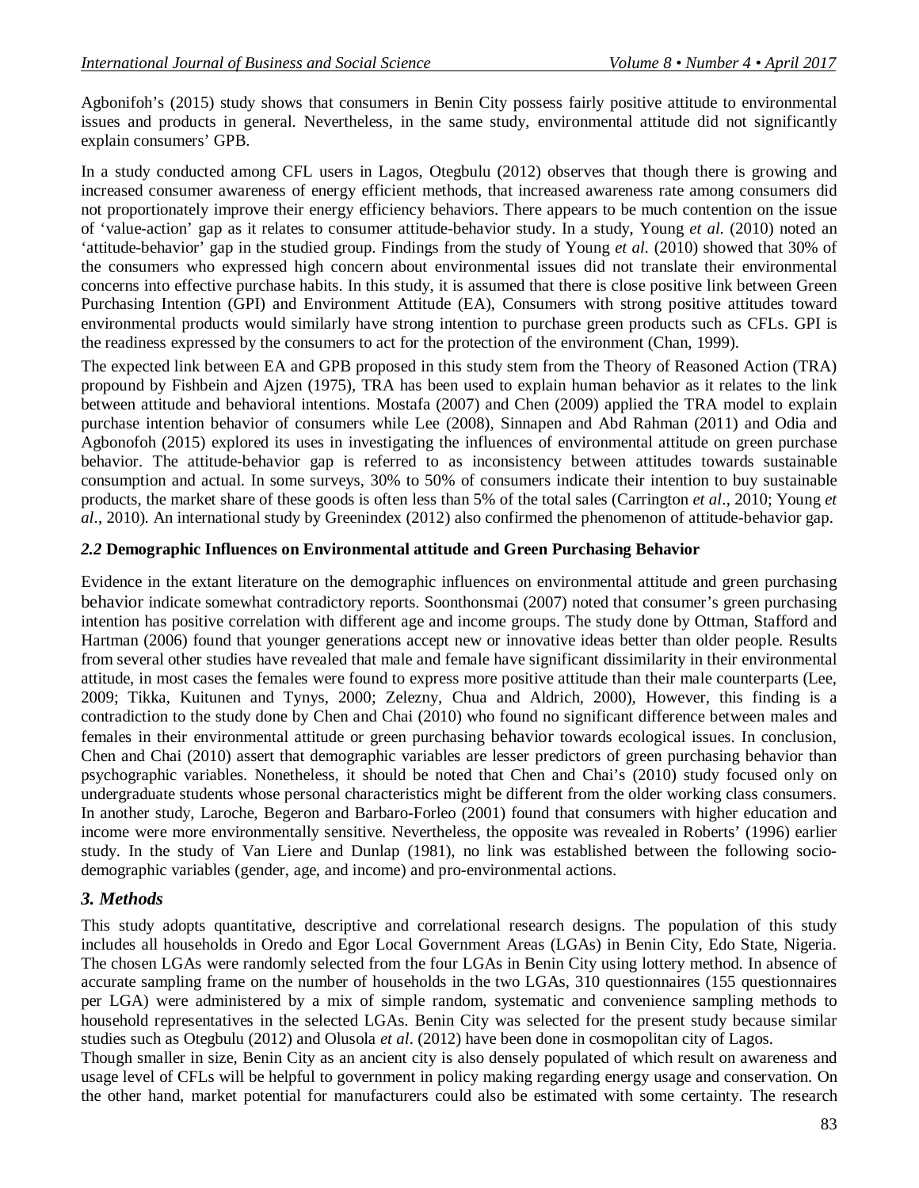Agbonifoh's (2015) study shows that consumers in Benin City possess fairly positive attitude to environmental issues and products in general. Nevertheless, in the same study, environmental attitude did not significantly explain consumers' GPB.

In a study conducted among CFL users in Lagos, Otegbulu (2012) observes that though there is growing and increased consumer awareness of energy efficient methods, that increased awareness rate among consumers did not proportionately improve their energy efficiency behaviors. There appears to be much contention on the issue of 'value-action' gap as it relates to consumer attitude-behavior study. In a study, Young *et al.* (2010) noted an 'attitude-behavior' gap in the studied group. Findings from the study of Young *et al.* (2010) showed that 30% of the consumers who expressed high concern about environmental issues did not translate their environmental concerns into effective purchase habits. In this study, it is assumed that there is close positive link between Green Purchasing Intention (GPI) and Environment Attitude (EA), Consumers with strong positive attitudes toward environmental products would similarly have strong intention to purchase green products such as CFLs. GPI is the readiness expressed by the consumers to act for the protection of the environment (Chan, 1999).

The expected link between EA and GPB proposed in this study stem from the Theory of Reasoned Action (TRA) propound by Fishbein and Ajzen (1975), TRA has been used to explain human behavior as it relates to the link between attitude and behavioral intentions. Mostafa (2007) and Chen (2009) applied the TRA model to explain purchase intention behavior of consumers while Lee (2008), Sinnapen and Abd Rahman (2011) and Odia and Agbonofoh (2015) explored its uses in investigating the influences of environmental attitude on green purchase behavior. The attitude-behavior gap is referred to as inconsistency between attitudes towards sustainable consumption and actual. In some surveys, 30% to 50% of consumers indicate their intention to buy sustainable products, the market share of these goods is often less than 5% of the total sales (Carrington *et al*., 2010; Young *et al*., 2010). An international study by Greenindex (2012) also confirmed the phenomenon of attitude-behavior gap.

### *2.2* Demographic Influences on Environmental attitude and Green Purchasing Behavior

Evidence in the extant literature on the demographic influences on environmental attitude and green purchasing behavior indicate somewhat contradictory reports. Soonthonsmai (2007) noted that consumer's green purchasing intention has positive correlation with different age and income groups. The study done by Ottman, Stafford and Hartman (2006) found that younger generations accept new or innovative ideas better than older people. Results from several other studies have revealed that male and female have significant dissimilarity in their environmental attitude, in most cases the females were found to express more positive attitude than their male counterparts (Lee, 2009; Tikka, Kuitunen and Tynys, 2000; Zelezny, Chua and Aldrich, 2000), However, this finding is a contradiction to the study done by Chen and Chai (2010) who found no significant difference between males and females in their environmental attitude or green purchasing behavior towards ecological issues. In conclusion, Chen and Chai (2010) assert that demographic variables are lesser predictors of green purchasing behavior than psychographic variables. Nonetheless, it should be noted that Chen and Chai's (2010) study focused only on undergraduate students whose personal characteristics might be different from the older working class consumers. In another study, Laroche, Begeron and Barbaro-Forleo (2001) found that consumers with higher education and income were more environmentally sensitive. Nevertheless, the opposite was revealed in Roberts' (1996) earlier study. In the study of Van Liere and Dunlap (1981), no link was established between the following socio-demographic variables (gender, age, and income) and pro-environmental actions.

## *3. Methods*

This study adopts quantitative, descriptive and correlational research designs. The population of this study includes all households in Oredo and Egor Local Government Areas (LGAs) in Benin City, Edo State, Nigeria. The chosen LGAs were randomly selected from the four LGAs in Benin City using lottery method. In absence of accurate sampling frame on the number of households in the two LGAs, 310 questionnaires (155 questionnaires per LGA) were administered by a mix of simple random, systematic and convenience sampling methods to household representatives in the selected LGAs. Benin City was selected for the present study because similar studies such as Otegbulu (2012) and Olusola *et al*. (2012) have been done in cosmopolitan city of Lagos.

Though smaller in size, Benin City as an ancient city is also densely populated of which result on awareness and usage level of CFLs will be helpful to government in policy making regarding energy usage and conservation. On the other hand, market potential for manufacturers could also be estimated with some certainty. The research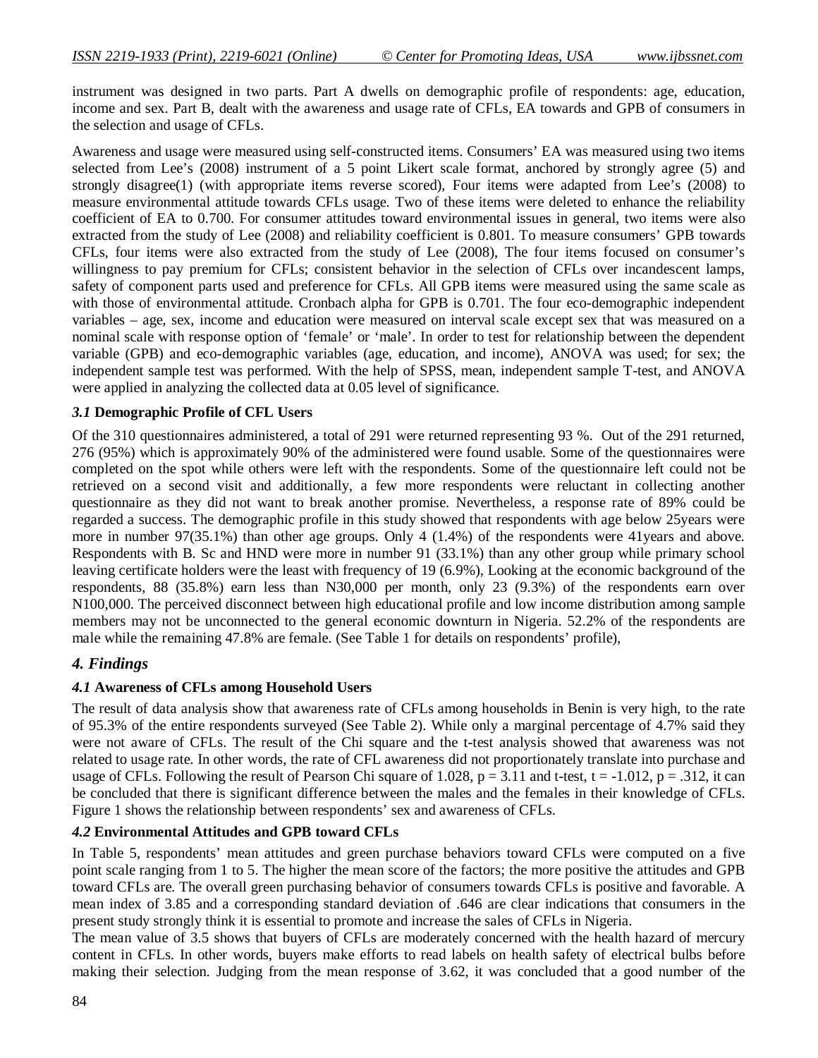instrument was designed in two parts. Part A dwells on demographic profile of respondents: age, education, income and sex. Part B, dealt with the awareness and usage rate of CFLs, EA towards and GPB of consumers in the selection and usage of CFLs.

Awareness and usage were measured using self-constructed items. Consumers' EA was measured using two items selected from Lee's (2008) instrument of a 5 point Likert scale format, anchored by strongly agree (5) and strongly disagree(1) (with appropriate items reverse scored), Four items were adapted from Lee's (2008) to measure environmental attitude towards CFLs usage. Two of these items were deleted to enhance the reliability coefficient of EA to 0.700. For consumer attitudes toward environmental issues in general, two items were also extracted from the study of Lee (2008) and reliability coefficient is 0.801. To measure consumers' GPB towards CFLs, four items were also extracted from the study of Lee (2008), The four items focused on consumer's willingness to pay premium for CFLs; consistent behavior in the selection of CFLs over incandescent lamps, safety of component parts used and preference for CFLs. All GPB items were measured using the same scale as with those of environmental attitude. Cronbach alpha for GPB is 0.701. The four eco-demographic independent variables – age, sex, income and education were measured on interval scale except sex that was measured on a nominal scale with response option of 'female' or 'male'. In order to test for relationship between the dependent variable (GPB) and eco-demographic variables (age, education, and income), ANOVA was used; for sex; the independent sample test was performed. With the help of SPSS, mean, independent sample T-test, and ANOVA were applied in analyzing the collected data at 0.05 level of significance.

### *3.1* Demographic Profile of CFL Users

Of the 310 questionnaires administered, a total of 291 were returned representing 93 %. Out of the 291 returned, 276 (95%) which is approximately 90% of the administered were found usable. Some of the questionnaires were completed on the spot while others were left with the respondents. Some of the questionnaire left could not be retrieved on a second visit and additionally, a few more respondents were reluctant in collecting another questionnaire as they did not want to break another promise. Nevertheless, a response rate of 89% could be regarded a success. The demographic profile in this study showed that respondents with age below 25years were more in number 97(35.1%) than other age groups. Only 4 (1.4%) of the respondents were 41years and above. Respondents with B. Sc and HND were more in number 91 (33.1%) than any other group while primary school leaving certificate holders were the least with frequency of 19 (6.9%), Looking at the economic background of the respondents, 88 (35.8%) earn less than N30,000 per month, only 23 (9.3%) of the respondents earn over N100,000. The perceived disconnect between high educational profile and low income distribution among sample members may not be unconnected to the general economic downturn in Nigeria. 52.2% of the respondents are male while the remaining 47.8% are female. (See Table 1 for details on respondents' profile),

## *4. Findings*

### *4.1* Awareness of CFLs among Household Users

The result of data analysis show that awareness rate of CFLs among households in Benin is very high, to the rate of 95.3% of the entire respondents surveyed (See Table 2). While only a marginal percentage of 4.7% said they were not aware of CFLs. The result of the Chi square and the t-test analysis showed that awareness was not related to usage rate. In other words, the rate of CFL awareness did not proportionately translate into purchase and usage of CFLs. Following the result of Pearson Chi square of 1.028, $p = 3.11$ and t-test, $t = -1.012$, $p = .312$, it can be concluded that there is significant difference between the males and the females in their knowledge of CFLs. Figure 1 shows the relationship between respondents' sex and awareness of CFLs.

### *4.2* Environmental Attitudes and GPB toward CFLs

In Table 5, respondents' mean attitudes and green purchase behaviors toward CFLs were computed on a five point scale ranging from 1 to 5. The higher the mean score of the factors; the more positive the attitudes and GPB toward CFLs are. The overall green purchasing behavior of consumers towards CFLs is positive and favorable. A mean index of 3.85 and a corresponding standard deviation of .646 are clear indications that consumers in the present study strongly think it is essential to promote and increase the sales of CFLs in Nigeria.

The mean value of 3.5 shows that buyers of CFLs are moderately concerned with the health hazard of mercury content in CFLs. In other words, buyers make efforts to read labels on health safety of electrical bulbs before making their selection. Judging from the mean response of 3.62, it was concluded that a good number of the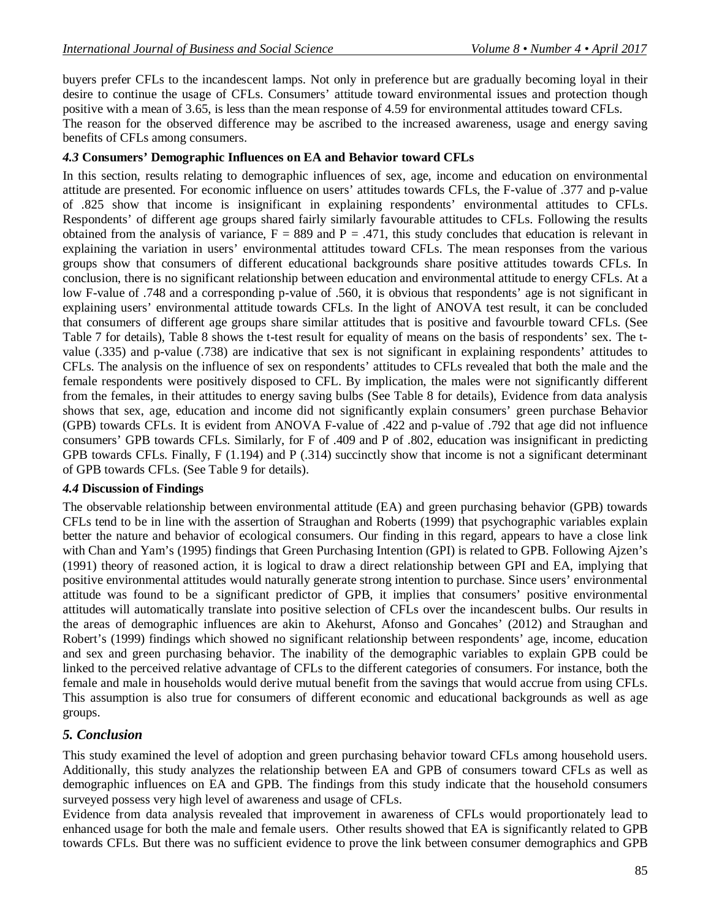buyers prefer CFLs to the incandescent lamps. Not only in preference but are gradually becoming loyal in their desire to continue the usage of CFLs. Consumers' attitude toward environmental issues and protection though positive with a mean of 3.65, is less than the mean response of 4.59 for environmental attitudes toward CFLs. The reason for the observed difference may be ascribed to the increased awareness, usage and energy saving benefits of CFLs among consumers.

### *4.3* Consumers' Demographic Influences on EA and Behavior toward CFLs

In this section, results relating to demographic influences of sex, age, income and education on environmental attitude are presented. For economic influence on users' attitudes towards CFLs, the F-value of .377 and p-value of .825 show that income is insignificant in explaining respondents' environmental attitudes to CFLs. Respondents' of different age groups shared fairly similarly favourable attitudes to CFLs. Following the results obtained from the analysis of variance, F = 889 and P = .471, this study concludes that education is relevant in explaining the variation in users' environmental attitudes toward CFLs. The mean responses from the various groups show that consumers of different educational backgrounds share positive attitudes towards CFLs. In conclusion, there is no significant relationship between education and environmental attitude to energy CFLs. At a low F-value of .748 and a corresponding p-value of .560, it is obvious that respondents' age is not significant in explaining users' environmental attitude towards CFLs. In the light of ANOVA test result, it can be concluded that consumers of different age groups share similar attitudes that is positive and favourble toward CFLs. (See Table 7 for details), Table 8 shows the t-test result for equality of means on the basis of respondents' sex. The t-value (.335) and p-value (.738) are indicative that sex is not significant in explaining respondents' attitudes to CFLs. The analysis on the influence of sex on respondents' attitudes to CFLs revealed that both the male and the female respondents were positively disposed to CFL. By implication, the males were not significantly different from the females, in their attitudes to energy saving bulbs (See Table 8 for details), Evidence from data analysis shows that sex, age, education and income did not significantly explain consumers' green purchase Behavior (GPB) towards CFLs. It is evident from ANOVA F-value of .422 and p-value of .792 that age did not influence consumers' GPB towards CFLs. Similarly, for F of .409 and P of .802, education was insignificant in predicting GPB towards CFLs. Finally, F (1.194) and P (.314) succinctly show that income is not a significant determinant of GPB towards CFLs. (See Table 9 for details).

### *4.4* Discussion of Findings

The observable relationship between environmental attitude (EA) and green purchasing behavior (GPB) towards CFLs tend to be in line with the assertion of Straughan and Roberts (1999) that psychographic variables explain better the nature and behavior of ecological consumers. Our finding in this regard, appears to have a close link with Chan and Yam's (1995) findings that Green Purchasing Intention (GPI) is related to GPB. Following Ajzen's (1991) theory of reasoned action, it is logical to draw a direct relationship between GPI and EA, implying that positive environmental attitudes would naturally generate strong intention to purchase. Since users' environmental attitude was found to be a significant predictor of GPB, it implies that consumers' positive environmental attitudes will automatically translate into positive selection of CFLs over the incandescent bulbs. Our results in the areas of demographic influences are akin to Akehurst, Afonso and Goncahes' (2012) and Straughan and Robert's (1999) findings which showed no significant relationship between respondents' age, income, education and sex and green purchasing behavior. The inability of the demographic variables to explain GPB could be linked to the perceived relative advantage of CFLs to the different categories of consumers. For instance, both the female and male in households would derive mutual benefit from the savings that would accrue from using CFLs. This assumption is also true for consumers of different economic and educational backgrounds as well as age groups.

## *5. Conclusion*

This study examined the level of adoption and green purchasing behavior toward CFLs among household users. Additionally, this study analyzes the relationship between EA and GPB of consumers toward CFLs as well as demographic influences on EA and GPB. The findings from this study indicate that the household consumers surveyed possess very high level of awareness and usage of CFLs.

Evidence from data analysis revealed that improvement in awareness of CFLs would proportionately lead to enhanced usage for both the male and female users. Other results showed that EA is significantly related to GPB towards CFLs. But there was no sufficient evidence to prove the link between consumer demographics and GPB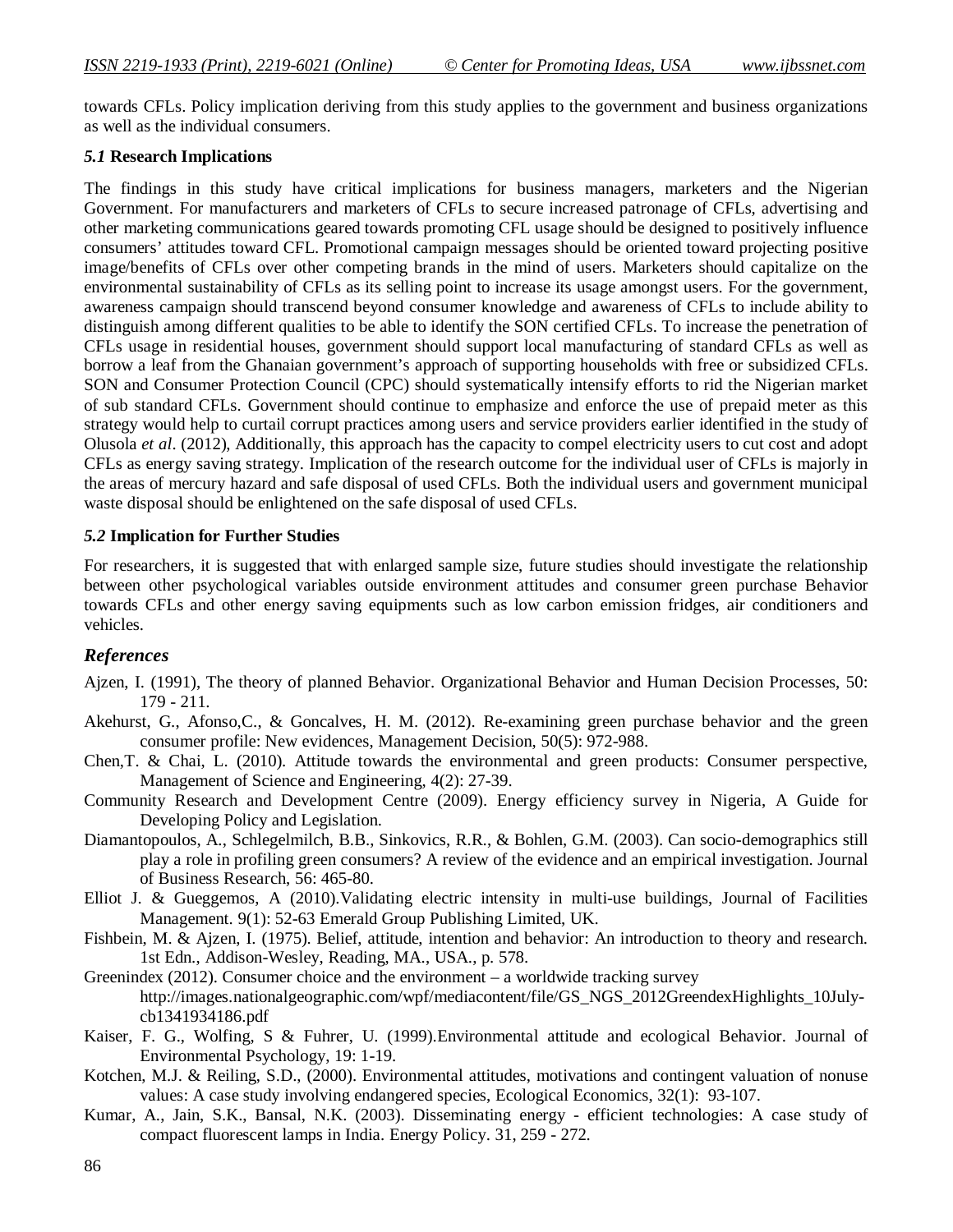towards CFLs. Policy implication deriving from this study applies to the government and business organizations as well as the individual consumers.

### *5.1* Research Implications

The findings in this study have critical implications for business managers, marketers and the Nigerian Government. For manufacturers and marketers of CFLs to secure increased patronage of CFLs, advertising and other marketing communications geared towards promoting CFL usage should be designed to positively influence consumers' attitudes toward CFL. Promotional campaign messages should be oriented toward projecting positive image/benefits of CFLs over other competing brands in the mind of users. Marketers should capitalize on the environmental sustainability of CFLs as its selling point to increase its usage amongst users. For the government, awareness campaign should transcend beyond consumer knowledge and awareness of CFLs to include ability to distinguish among different qualities to be able to identify the SON certified CFLs. To increase the penetration of CFLs usage in residential houses, government should support local manufacturing of standard CFLs as well as borrow a leaf from the Ghanaian government's approach of supporting households with free or subsidized CFLs. SON and Consumer Protection Council (CPC) should systematically intensify efforts to rid the Nigerian market of sub standard CFLs. Government should continue to emphasize and enforce the use of prepaid meter as this strategy would help to curtail corrupt practices among users and service providers earlier identified in the study of Olusola *et al*. (2012), Additionally, this approach has the capacity to compel electricity users to cut cost and adopt CFLs as energy saving strategy. Implication of the research outcome for the individual user of CFLs is majorly in the areas of mercury hazard and safe disposal of used CFLs. Both the individual users and government municipal waste disposal should be enlightened on the safe disposal of used CFLs.

### *5.2* Implication for Further Studies

For researchers, it is suggested that with enlarged sample size, future studies should investigate the relationship between other psychological variables outside environment attitudes and consumer green purchase Behavior towards CFLs and other energy saving equipments such as low carbon emission fridges, air conditioners and vehicles.

## *References*

Ajzen, I. (1991), The theory of planned Behavior. Organizational Behavior and Human Decision Processes, 50: 179 - 211.

Akehurst, G., Afonso,C., & Goncalves, H. M. (2012). Re-examining green purchase behavior and the green consumer profile: New evidences, Management Decision, 50(5): 972-988.

Chen,T. & Chai, L. (2010). Attitude towards the environmental and green products: Consumer perspective, Management of Science and Engineering, 4(2): 27-39.

Community Research and Development Centre (2009). Energy efficiency survey in Nigeria, A Guide for Developing Policy and Legislation.

Diamantopoulos, A., Schlegelmilch, B.B., Sinkovics, R.R., & Bohlen, G.M. (2003). Can socio-demographics still play a role in profiling green consumers? A review of the evidence and an empirical investigation. Journal of Business Research, 56: 465-80.

Elliot J. & Gueggemos, A (2010).Validating electric intensity in multi-use buildings, Journal of Facilities Management. 9(1): 52-63 Emerald Group Publishing Limited, UK.

Fishbein, M. & Ajzen, I. (1975). Belief, attitude, intention and behavior: An introduction to theory and research. 1st Edn., Addison-Wesley, Reading, MA., USA., p. 578.

Greenindex (2012). Consumer choice and the environment – a worldwide tracking survey http://images.nationalgeographic.com/wpf/mediacontent/file/GS_NGS_2012GreendexHighlights_10July-cb1341934186.pdf

Kaiser, F. G., Wolfing, S & Fuhrer, U. (1999).Environmental attitude and ecological Behavior. Journal of Environmental Psychology, 19: 1-19.

Kotchen, M.J. & Reiling, S.D., (2000). Environmental attitudes, motivations and contingent valuation of nonuse values: A case study involving endangered species, Ecological Economics, 32(1): 93-107.

Kumar, A., Jain, S.K., Bansal, N.K. (2003). Disseminating energy - efficient technologies: A case study of compact fluorescent lamps in India. Energy Policy. 31, 259 - 272.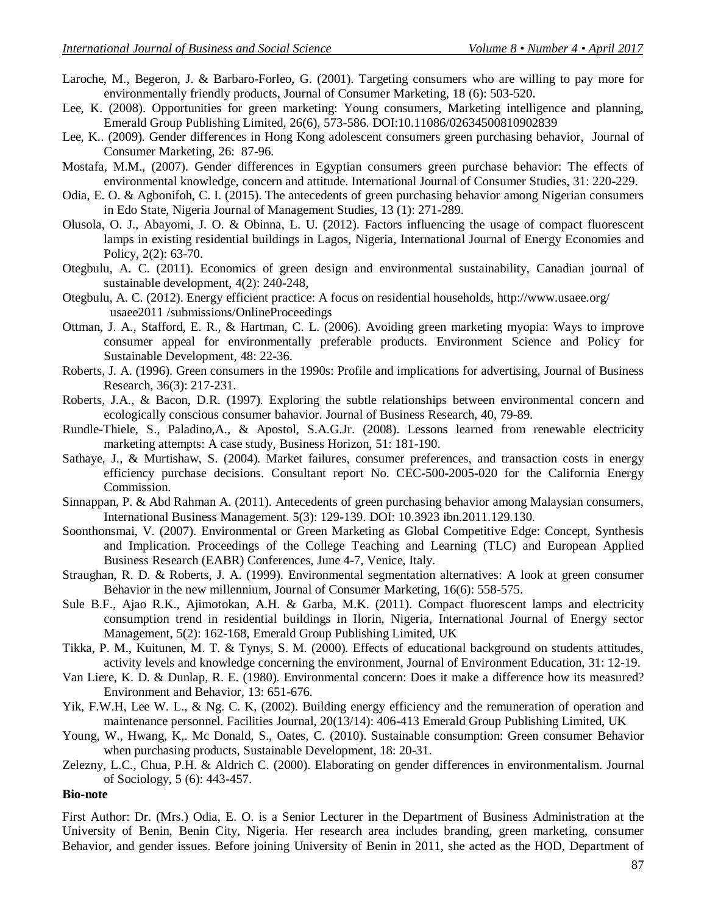Laroche, M., Begeron, J. & Barbaro-Forleo, G. (2001). Targeting consumers who are willing to pay more for environmentally friendly products, Journal of Consumer Marketing, 18 (6): 503-520.

Lee, K. (2008). Opportunities for green marketing: Young consumers, Marketing intelligence and planning, Emerald Group Publishing Limited, 26(6), 573-586. DOI:10.11086/02634500810902839

Lee, K.. (2009). Gender differences in Hong Kong adolescent consumers green purchasing behavior, Journal of Consumer Marketing, 26: 87-96.

Mostafa, M.M., (2007). Gender differences in Egyptian consumers green purchase behavior: The effects of environmental knowledge, concern and attitude. International Journal of Consumer Studies, 31: 220-229.

Odia, E. O. & Agbonifoh, C. I. (2015). The antecedents of green purchasing behavior among Nigerian consumers in Edo State, Nigeria Journal of Management Studies, 13 (1): 271-289.

Olusola, O. J., Abayomi, J. O. & Obinna, L. U. (2012). Factors influencing the usage of compact fluorescent lamps in existing residential buildings in Lagos, Nigeria, International Journal of Energy Economies and Policy, 2(2): 63-70.

Otegbulu, A. C. (2011). Economics of green design and environmental sustainability, Canadian journal of sustainable development, 4(2): 240-248,

Otegbulu, A. C. (2012). Energy efficient practice: A focus on residential households, http://www.usaee.org/ usaee2011 /submissions/OnlineProceedings

Ottman, J. A., Stafford, E. R., & Hartman, C. L. (2006). Avoiding green marketing myopia: Ways to improve consumer appeal for environmentally preferable products. Environment Science and Policy for Sustainable Development, 48: 22-36.

Roberts, J. A. (1996). Green consumers in the 1990s: Profile and implications for advertising, Journal of Business Research, 36(3): 217-231.

Roberts, J.A., & Bacon, D.R. (1997). Exploring the subtle relationships between environmental concern and ecologically conscious consumer bahavior. Journal of Business Research, 40, 79-89.

Rundle-Thiele, S., Paladino,A., & Apostol, S.A.G.Jr. (2008). Lessons learned from renewable electricity marketing attempts: A case study, Business Horizon, 51: 181-190.

Sathaye, J., & Murtishaw, S. (2004). Market failures, consumer preferences, and transaction costs in energy efficiency purchase decisions. Consultant report No. CEC-500-2005-020 for the California Energy Commission.

Sinnappan, P. & Abd Rahman A. (2011). Antecedents of green purchasing behavior among Malaysian consumers, International Business Management. 5(3): 129-139. DOI: 10.3923 ibn.2011.129.130.

Soonthonsmai, V. (2007). Environmental or Green Marketing as Global Competitive Edge: Concept, Synthesis and Implication. Proceedings of the College Teaching and Learning (TLC) and European Applied Business Research (EABR) Conferences, June 4-7, Venice, Italy.

Straughan, R. D. & Roberts, J. A. (1999). Environmental segmentation alternatives: A look at green consumer Behavior in the new millennium, Journal of Consumer Marketing, 16(6): 558-575.

Sule B.F., Ajao R.K., Ajimotokan, A.H. & Garba, M.K. (2011). Compact fluorescent lamps and electricity consumption trend in residential buildings in Ilorin, Nigeria, International Journal of Energy sector Management, 5(2): 162-168, Emerald Group Publishing Limited, UK

Tikka, P. M., Kuitunen, M. T. & Tynys, S. M. (2000). Effects of educational background on students attitudes, activity levels and knowledge concerning the environment, Journal of Environment Education, 31: 12-19.

Van Liere, K. D. & Dunlap, R. E. (1980). Environmental concern: Does it make a difference how its measured? Environment and Behavior, 13: 651-676.

Yik, F.W.H, Lee W. L., & Ng. C. K, (2002). Building energy efficiency and the remuneration of operation and maintenance personnel. Facilities Journal, 20(13/14): 406-413 Emerald Group Publishing Limited, UK

Young, W., Hwang, K,. Mc Donald, S., Oates, C. (2010). Sustainable consumption: Green consumer Behavior when purchasing products, Sustainable Development, 18: 20-31.

Zelezny, L.C., Chua, P.H. & Aldrich C. (2000). Elaborating on gender differences in environmentalism. Journal of Sociology, 5 (6): 443-457.

**Bio-note**

First Author: Dr. (Mrs.) Odia, E. O. is a Senior Lecturer in the Department of Business Administration at the University of Benin, Benin City, Nigeria. Her research area includes branding, green marketing, consumer Behavior, and gender issues. Before joining University of Benin in 2011, she acted as the HOD, Department of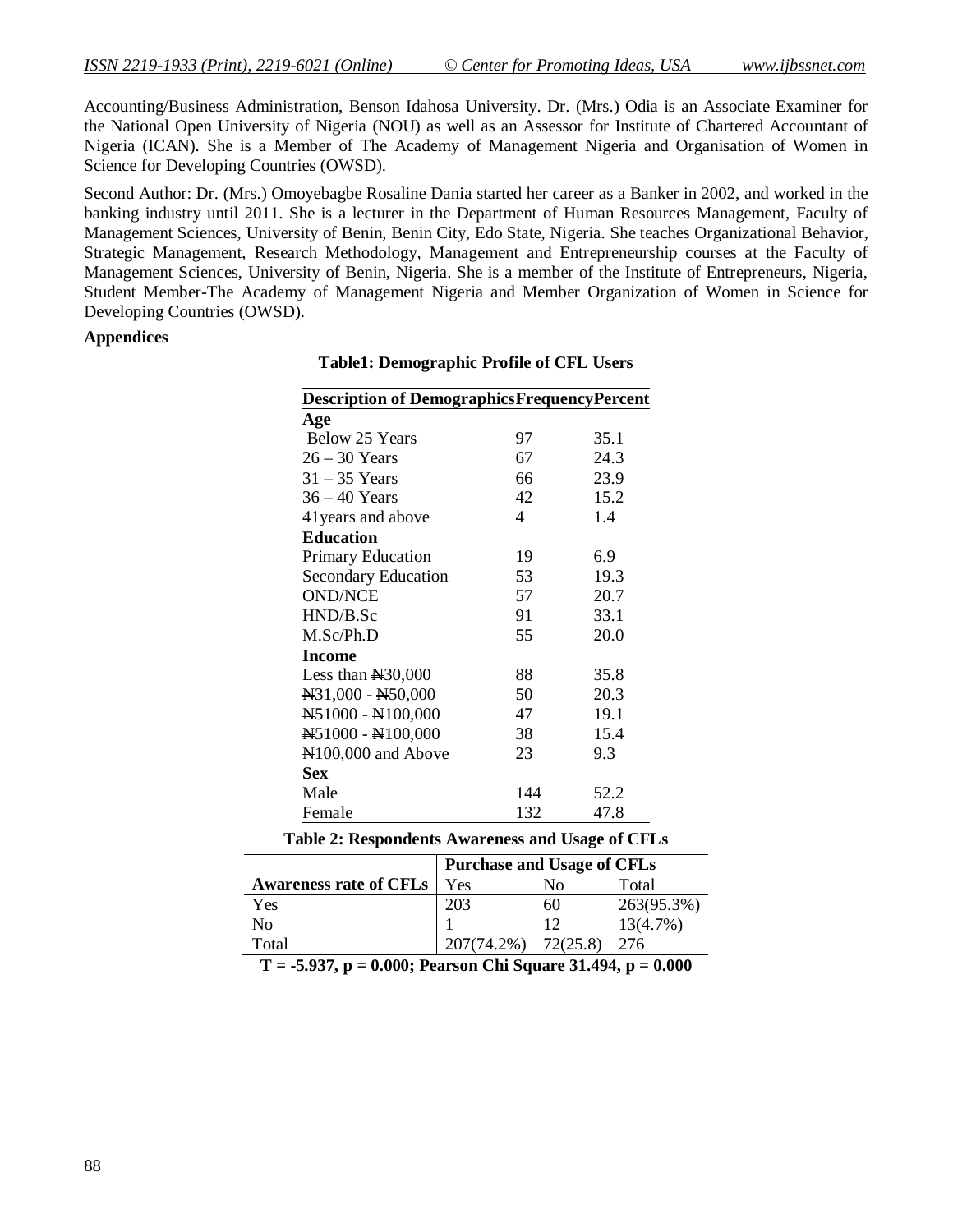Accounting/Business Administration, Benson Idahosa University. Dr. (Mrs.) Odia is an Associate Examiner for the National Open University of Nigeria (NOU) as well as an Assessor for Institute of Chartered Accountant of Nigeria (ICAN). She is a Member of The Academy of Management Nigeria and Organisation of Women in Science for Developing Countries (OWSD).

Second Author: Dr. (Mrs.) Omoyebagbe Rosaline Dania started her career as a Banker in 2002, and worked in the banking industry until 2011. She is a lecturer in the Department of Human Resources Management, Faculty of Management Sciences, University of Benin, Benin City, Edo State, Nigeria. She teaches Organizational Behavior, Strategic Management, Research Methodology, Management and Entrepreneurship courses at the Faculty of Management Sciences, University of Benin, Nigeria. She is a member of the Institute of Entrepreneurs, Nigeria, Student Member-The Academy of Management Nigeria and Member Organization of Women in Science for Developing Countries (OWSD).

**Appendices**

**Table1: Demographic Profile of CFL Users**

| Description of Demographics | Frequency | Percent |
|---|---|---|
| **Age** | | |
| Below 25 Years | 97 | 35.1 |
| 26 – 30 Years | 67 | 24.3 |
| 31 – 35 Years | 66 | 23.9 |
| 36 – 40 Years | 42 | 15.2 |
| 41years and above | 4 | 1.4 |
| **Education** | | |
| Primary Education | 19 | 6.9 |
| Secondary Education | 53 | 19.3 |
| OND/NCE | 57 | 20.7 |
| HND/B.Sc | 91 | 33.1 |
| M.Sc/Ph.D | 55 | 20.0 |
| **Income** | | |
| Less than ₦30,000 | 88 | 35.8 |
| ₦31,000 - ₦50,000 | 50 | 20.3 |
| ₦51000 - ₦100,000 | 47 | 19.1 |
| ₦51000 - ₦100,000 | 38 | 15.4 |
| ₦100,000 and Above | 23 | 9.3 |
| **Sex** | | |
| Male | 144 | 52.2 |
| Female | 132 | 47.8 |

**Table 2: Respondents Awareness and Usage of CFLs**

| | Purchase and Usage of CFLs | | |
|---|---|---|---|
| **Awareness rate of CFLs** | Yes | No | Total |
| Yes | 203 | 60 | 263(95.3%) |
| No | 1 | 12 | 13(4.7%) |
| Total | 207(74.2%) | 72(25.8) | 276 |

**T = -5.937, p = 0.000; Pearson Chi Square 31.494, p = 0.000**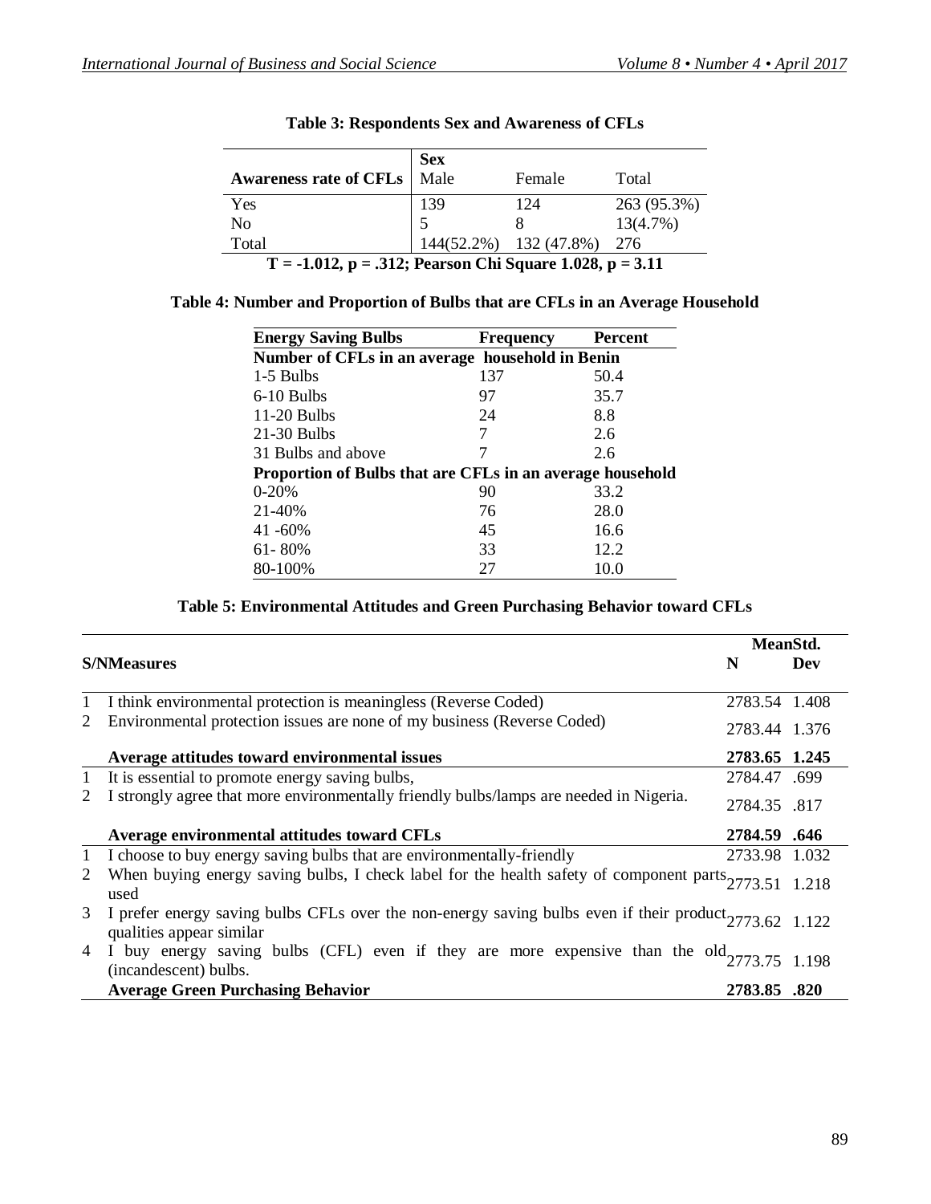**Table 3: Respondents Sex and Awareness of CFLs**

| Awareness rate of CFLs | Sex | | |
|---|---|---|---|
| | Male | Female | Total |
| Yes | 139 | 124 | 263 (95.3%) |
| No | 5 | 8 | 13(4.7%) |
| Total | 144(52.2%) | 132 (47.8%) | 276 |

**T = -1.012, p = .312; Pearson Chi Square 1.028, p = 3.11**

**Table 4: Number and Proportion of Bulbs that are CFLs in an Average Household**

| Energy Saving Bulbs | Frequency | Percent |
|---|---|---|
| **Number of CFLs in an average household in Benin** | | |
| 1-5 Bulbs | 137 | 50.4 |
| 6-10 Bulbs | 97 | 35.7 |
| 11-20 Bulbs | 24 | 8.8 |
| 21-30 Bulbs | 7 | 2.6 |
| 31 Bulbs and above | 7 | 2.6 |
| **Proportion of Bulbs that are CFLs in an average household** | | |
| 0-20% | 90 | 33.2 |
| 21-40% | 76 | 28.0 |
| 41 -60% | 45 | 16.6 |
| 61- 80% | 33 | 12.2 |
| 80-100% | 27 | 10.0 |

**Table 5: Environmental Attitudes and Green Purchasing Behavior toward CFLs**

| S/N | Measures | N | Mean | Std. Dev |
|---|---|---|---|---|
| 1 | I think environmental protection is meaningless (Reverse Coded) | 278 | 3.54 | 1.408 |
| 2 | Environmental protection issues are none of my business (Reverse Coded) | 278 | 3.44 | 1.376 |
| | **Average attitudes toward environmental issues** | **278** | **3.65** | **1.245** |
| 1 | It is essential to promote energy saving bulbs, | 278 | 4.47 | .699 |
| 2 | I strongly agree that more environmentally friendly bulbs/lamps are needed in Nigeria. | 278 | 4.35 | .817 |
| | **Average environmental attitudes toward CFLs** | **278** | **4.59** | **.646** |
| 1 | I choose to buy energy saving bulbs that are environmentally-friendly | 273 | 3.98 | 1.032 |
| 2 | When buying energy saving bulbs, I check label for the health safety of component parts used | 277 | 3.51 | 1.218 |
| 3 | I prefer energy saving bulbs CFLs over the non-energy saving bulbs even if their product qualities appear similar | 277 | 3.62 | 1.122 |
| 4 | I buy energy saving bulbs (CFL) even if they are more expensive than the old (incandescent) bulbs. | 277 | 3.75 | 1.198 |
| | **Average Green Purchasing Behavior** | **278** | **3.85** | **.820** |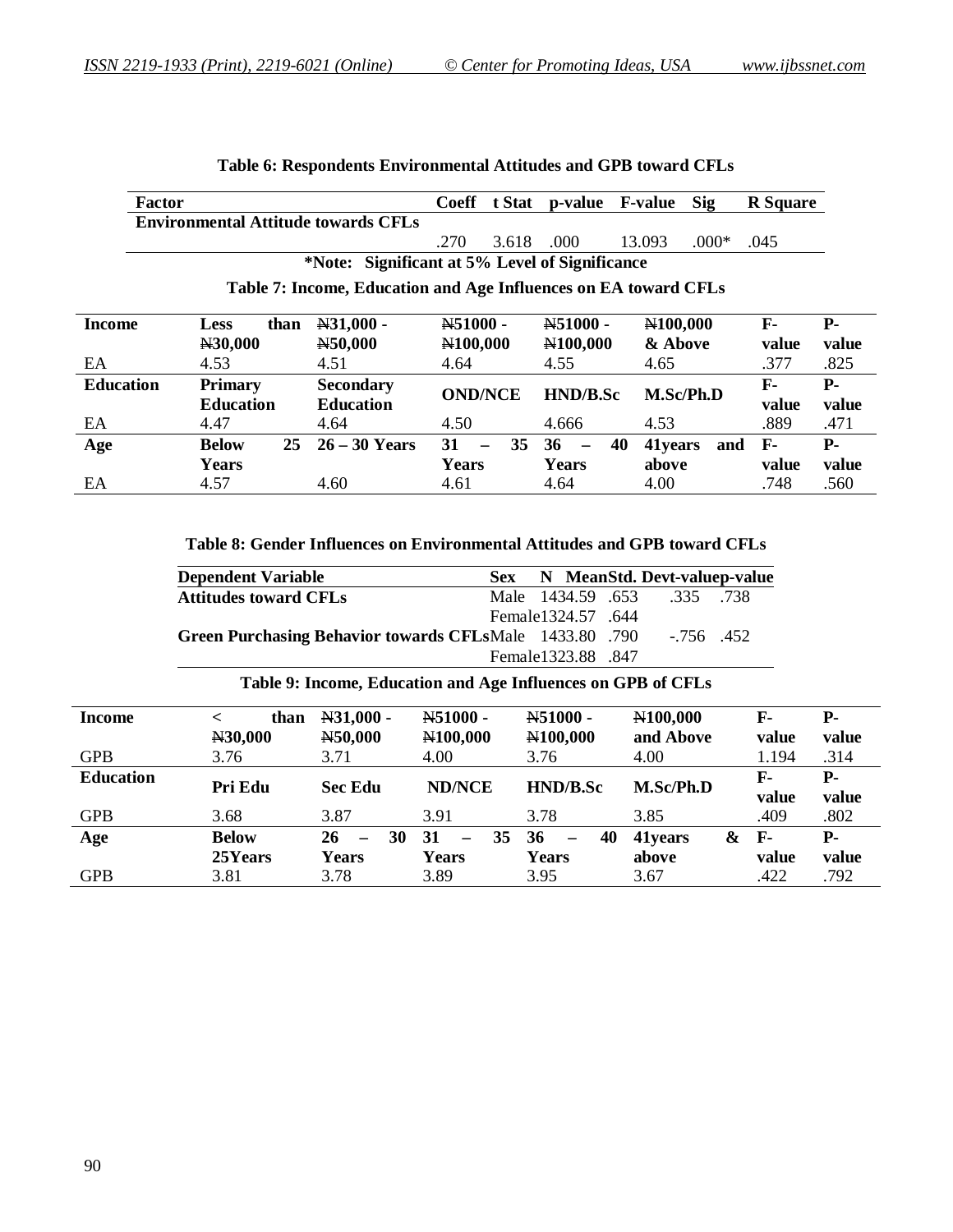**Table 6: Respondents Environmental Attitudes and GPB toward CFLs**

| Factor | Coeff | t Stat | p-value | F-value | Sig | R Square |
|---|---|---|---|---|---|---|
| **Environmental Attitude towards CFLs** | | | | | | |
| | .270 | 3.618 | .000 | 13.093 | .000* | .045 |

***Note: Significant at 5% Level of Significance**

**Table 7: Income, Education and Age Influences on EA toward CFLs**

| **Income** | **Less than ₦30,000** | **₦31,000 - ₦50,000** | **₦51000 - ₦100,000** | **₦51000 - ₦100,000** | **₦100,000 & Above** | **F-value** | **P-value** |
|---|---|---|---|---|---|---|---|
| EA | 4.53 | 4.51 | 4.64 | 4.55 | 4.65 | .377 | .825 |
| **Education** | **Primary Education** | **Secondary Education** | **OND/NCE** | **HND/B.Sc** | **M.Sc/Ph.D** | **F-value** | **P-value** |
| EA | 4.47 | 4.64 | 4.50 | 4.666 | 4.53 | .889 | .471 |
| **Age** | **Below 25 Years** | **26 – 30 Years** | **31 – 35 Years** | **36 – 40 Years** | **41years and above** | **F-value** | **P-value** |
| EA | 4.57 | 4.60 | 4.61 | 4.64 | 4.00 | .748 | .560 |

**Table 8: Gender Influences on Environmental Attitudes and GPB toward CFLs**

| Dependent Variable | Sex | N | Mean | Std. Dev | t-value | p-value |
|---|---|---|---|---|---|---|
| **Attitudes toward CFLs** | Male | 143 | 4.59 | .653 | .335 | .738 |
| | Female | 132 | 4.57 | .644 | | |
| **Green Purchasing Behavior towards CFLs** | Male | 143 | 3.80 | .790 | -.756 | .452 |
| | Female | 132 | 3.88 | .847 | | |

**Table 9: Income, Education and Age Influences on GPB of CFLs**

| **Income** | **< than ₦30,000** | **₦31,000 - ₦50,000** | **₦51000 - ₦100,000** | **₦51000 - ₦100,000** | **₦100,000 and Above** | **F-value** | **P-value** |
|---|---|---|---|---|---|---|---|
| GPB | 3.76 | 3.71 | 4.00 | 3.76 | 4.00 | 1.194 | .314 |
| **Education** | **Pri Edu** | **Sec Edu** | **ND/NCE** | **HND/B.Sc** | **M.Sc/Ph.D** | **F-value** | **P-value** |
| GPB | 3.68 | 3.87 | 3.91 | 3.78 | 3.85 | .409 | .802 |
| **Age** | **Below 25Years** | **26 – 30 Years** | **31 – 35 Years** | **36 – 40 Years** | **41years & above** | **F-value** | **P-value** |
| GPB | 3.81 | 3.78 | 3.89 | 3.95 | 3.67 | .422 | .792 |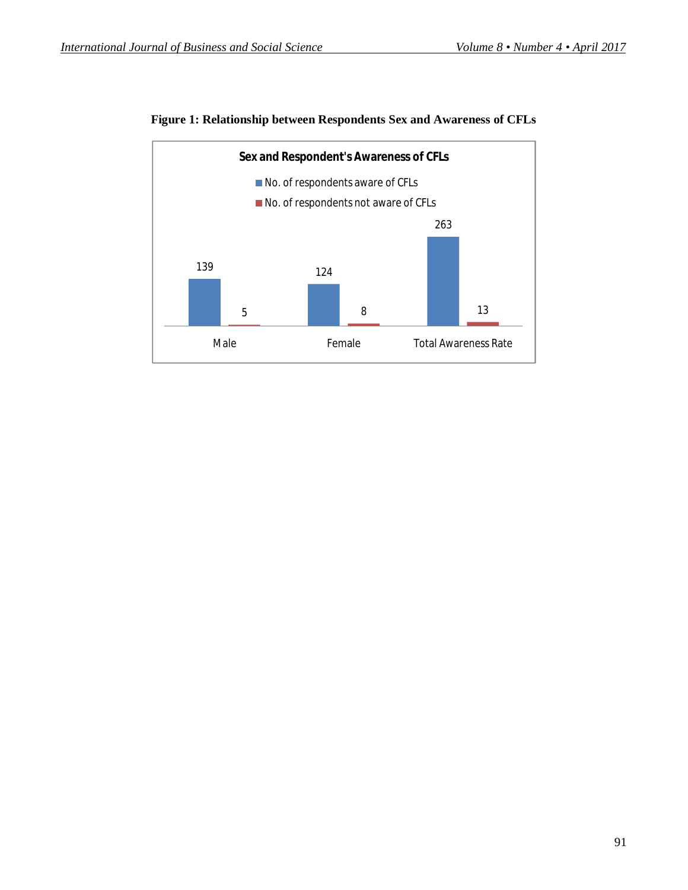**Figure 1: Relationship between Respondents Sex and Awareness of CFLs**

Sex and Respondent's Awareness of CFLs

No. of respondents aware of CFLs

No. of respondents not aware of CFLs

139

5

124

8

263

13

Male

Female

Total Awareness Rate